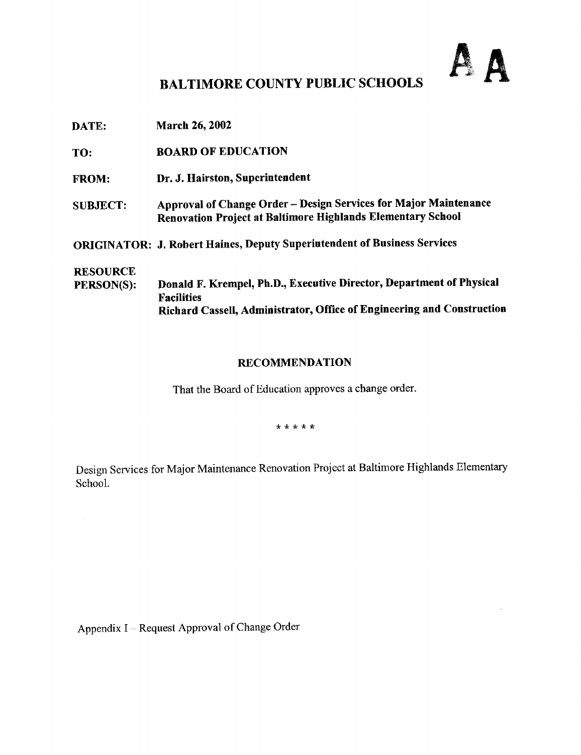AA

# BALTIMORE COUNTY PUBLIC SCHOOLS

**DATE:** March 26, 2002

**TO:** BOARD OF EDUCATION

**FROM:** Dr. J. Hairston, Superintendent

**SUBJECT:** Approval of Change Order – Design Services for Major Maintenance Renovation Project at Baltimore Highlands Elementary School

**ORIGINATOR:** J. Robert Haines, Deputy Superintendent of Business Services

**RESOURCE PERSON(S):** Donald F. Krempel, Ph.D., Executive Director, Department of Physical Facilities
Richard Cassell, Administrator, Office of Engineering and Construction

## RECOMMENDATION

That the Board of Education approves a change order.

\* \* \* \* \*

Design Services for Major Maintenance Renovation Project at Baltimore Highlands Elementary School.

Appendix I – Request Approval of Change Order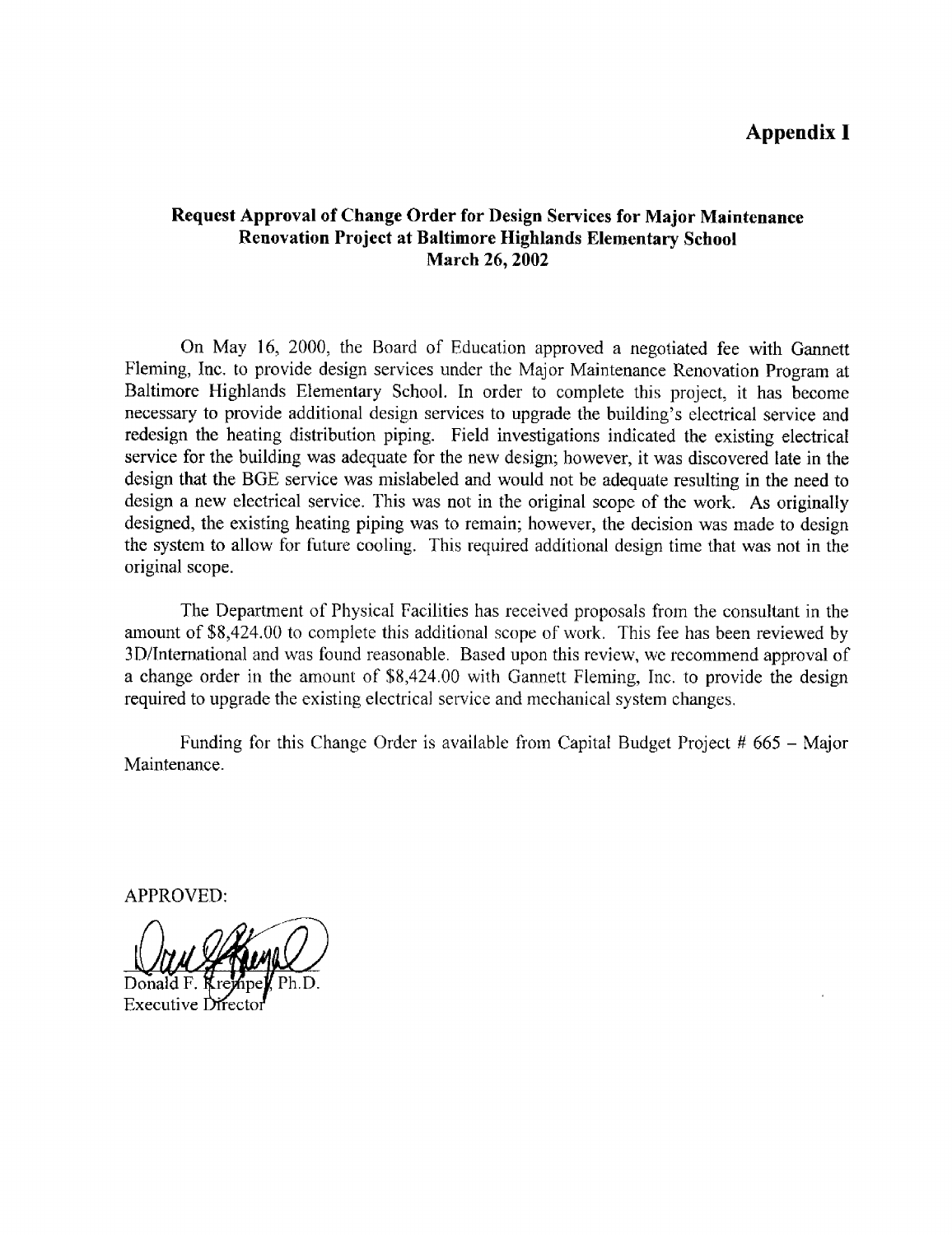# Appendix I

### Request Approval of Change Order for Design Services for Major Maintenance Renovation Project at Baltimore Highlands Elementary School
### March 26, 2002

On May 16, 2000, the Board of Education approved a negotiated fee with Gannett Fleming, Inc. to provide design services under the Major Maintenance Renovation Program at Baltimore Highlands Elementary School. In order to complete this project, it has become necessary to provide additional design services to upgrade the building's electrical service and redesign the heating distribution piping. Field investigations indicated the existing electrical service for the building was adequate for the new design; however, it was discovered late in the design that the BGE service was mislabeled and would not be adequate resulting in the need to design a new electrical service. This was not in the original scope of the work. As originally designed, the existing heating piping was to remain; however, the decision was made to design the system to allow for future cooling. This required additional design time that was not in the original scope.

The Department of Physical Facilities has received proposals from the consultant in the amount of $8,424.00 to complete this additional scope of work. This fee has been reviewed by 3D/International and was found reasonable. Based upon this review, we recommend approval of a change order in the amount of $8,424.00 with Gannett Fleming, Inc. to provide the design required to upgrade the existing electrical service and mechanical system changes.

Funding for this Change Order is available from Capital Budget Project # 665 – Major Maintenance.

APPROVED:

Donald F. Krempel, Ph.D.
Executive Director